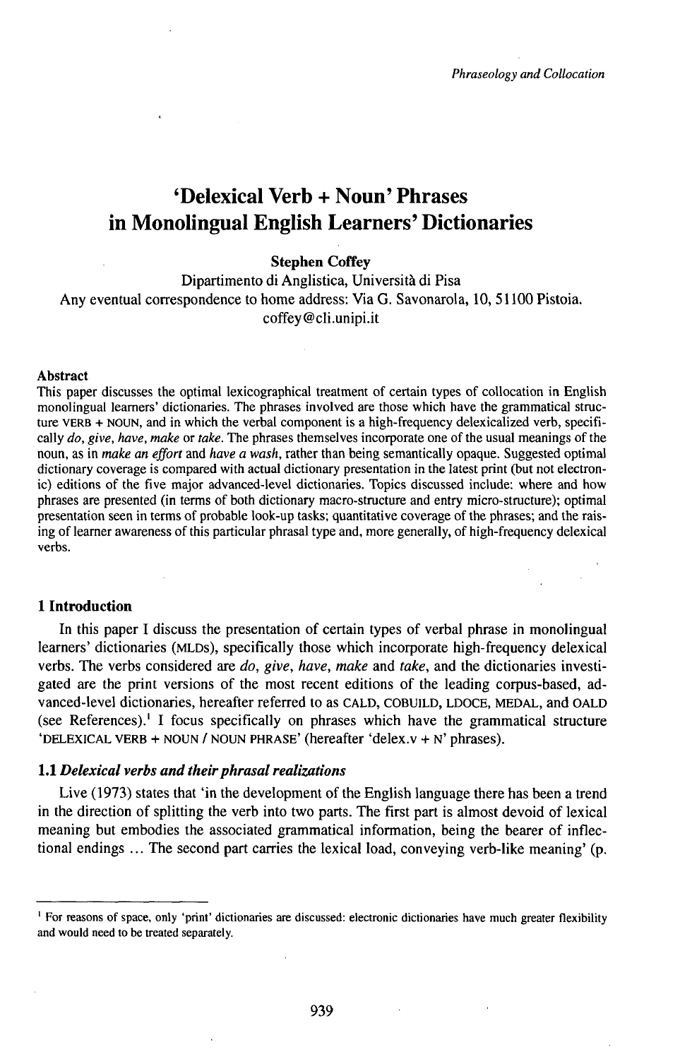# 'Delexical Verb + Noun' Phrases in Monolingual English Learners' Dictionaries

**Stephen Coffey**

Dipartimento di Anglistica, Università di Pisa

Any eventual correspondence to home address: Via G. Savonarola, 10, 51100 Pistoia.

coffey@cli.unipi.it

### Abstract

This paper discusses the optimal lexicographical treatment of certain types of collocation in English monolingual learners' dictionaries. The phrases involved are those which have the grammatical structure VERB + NOUN, and in which the verbal component is a high-frequency delexicalized verb, specifically *do*, *give*, *have*, *make* or *take*. The phrases themselves incorporate one of the usual meanings of the noun, as in *make an effort* and *have a wash*, rather than being semantically opaque. Suggested optimal dictionary coverage is compared with actual dictionary presentation in the latest print (but not electronic) editions of the five major advanced-level dictionaries. Topics discussed include: where and how phrases are presented (in terms of both dictionary macro-structure and entry micro-structure); optimal presentation seen in terms of probable look-up tasks; quantitative coverage of the phrases; and the raising of learner awareness of this particular phrasal type and, more generally, of high-frequency delexical verbs.

## 1 Introduction

In this paper I discuss the presentation of certain types of verbal phrase in monolingual learners' dictionaries (MLDs), specifically those which incorporate high-frequency delexical verbs. The verbs considered are *do*, *give*, *have*, *make* and *take*, and the dictionaries investigated are the print versions of the most recent editions of the leading corpus-based, advanced-level dictionaries, hereafter referred to as CALD, COBUILD, LDOCE, MEDAL, and OALD (see References).[1] I focus specifically on phrases which have the grammatical structure 'DELEXICAL VERB + NOUN / NOUN PHRASE' (hereafter 'delex.v + N' phrases).

### 1.1 *Delexical verbs and their phrasal realizations*

Live (1973) states that 'in the development of the English language there has been a trend in the direction of splitting the verb into two parts. The first part is almost devoid of lexical meaning but embodies the associated grammatical information, being the bearer of inflectional endings ... The second part carries the lexical load, conveying verb-like meaning' (p.

---

[1] For reasons of space, only 'print' dictionaries are discussed: electronic dictionaries have much greater flexibility and would need to be treated separately.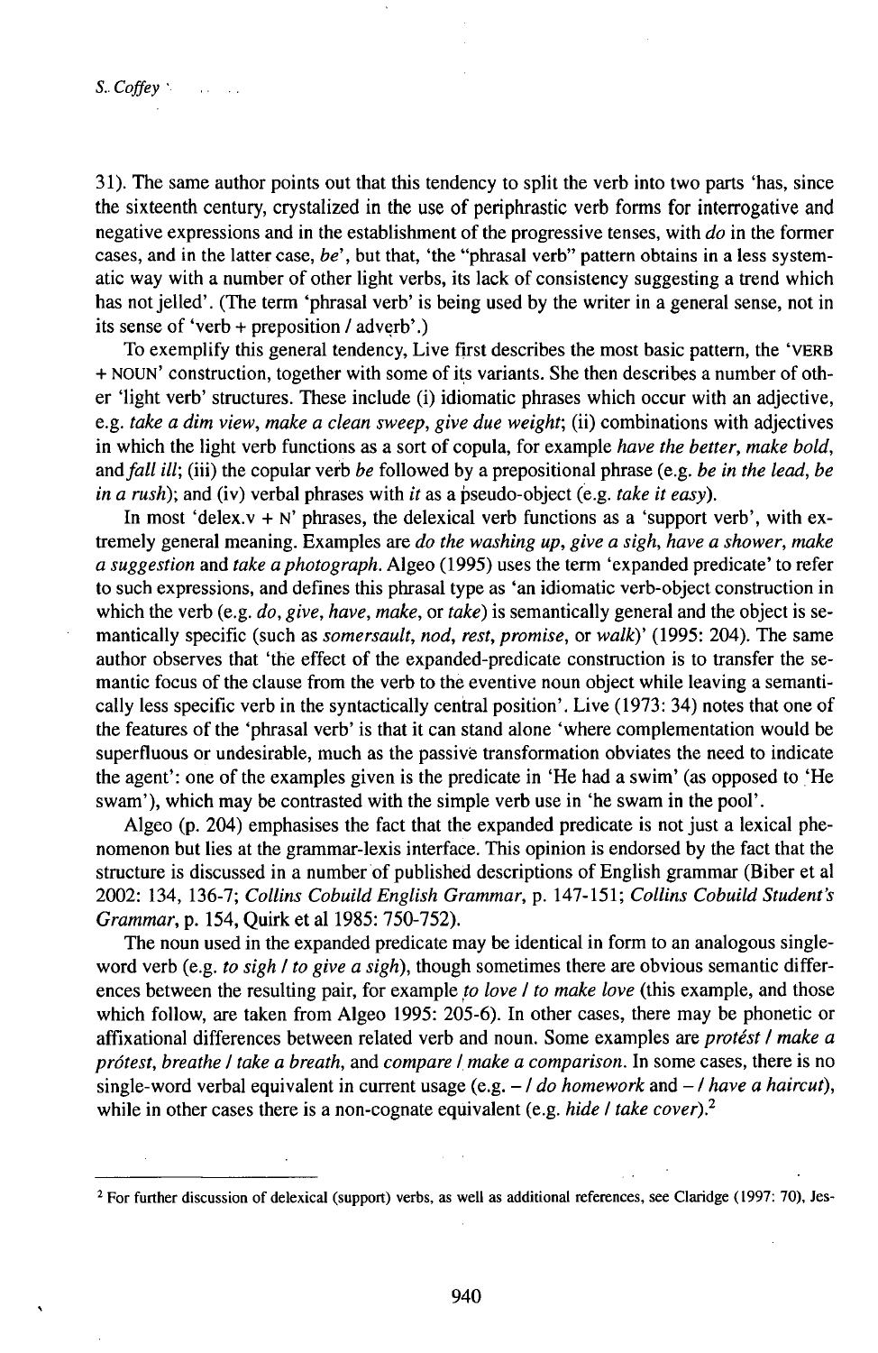31). The same author points out that this tendency to split the verb into two parts 'has, since the sixteenth century, crystalized in the use of periphrastic verb forms for interrogative and negative expressions and in the establishment of the progressive tenses, with *do* in the former cases, and in the latter case, *be*', but that, 'the "phrasal verb" pattern obtains in a less systematic way with a number of other light verbs, its lack of consistency suggesting a trend which has not jelled'. (The term 'phrasal verb' is being used by the writer in a general sense, not in its sense of 'verb + preposition / adverb'.)

To exemplify this general tendency, Live first describes the most basic pattern, the 'VERB + NOUN' construction, together with some of its variants. She then describes a number of other 'light verb' structures. These include (i) idiomatic phrases which occur with an adjective, e.g. *take a dim view, make a clean sweep, give due weight*; (ii) combinations with adjectives in which the light verb functions as a sort of copula, for example *have the better, make bold,* and *fall ill*; (iii) the copular verb *be* followed by a prepositional phrase (e.g. *be in the lead, be in a rush*); and (iv) verbal phrases with *it* as a pseudo-object (e.g. *take it easy*).

In most 'delex.v + N' phrases, the delexical verb functions as a 'support verb', with extremely general meaning. Examples are *do the washing up, give a sigh, have a shower, make a suggestion* and *take a photograph*. Algeo (1995) uses the term 'expanded predicate' to refer to such expressions, and defines this phrasal type as 'an idiomatic verb-object construction in which the verb (e.g. *do, give, have, make,* or *take*) is semantically general and the object is semantically specific (such as *somersault, nod, rest, promise,* or *walk*)' (1995: 204). The same author observes that 'the effect of the expanded-predicate construction is to transfer the semantic focus of the clause from the verb to the eventive noun object while leaving a semantically less specific verb in the syntactically central position'. Live (1973: 34) notes that one of the features of the 'phrasal verb' is that it can stand alone 'where complementation would be superfluous or undesirable, much as the passive transformation obviates the need to indicate the agent': one of the examples given is the predicate in 'He had a swim' (as opposed to 'He swam'), which may be contrasted with the simple verb use in 'he swam in the pool'.

Algeo (p. 204) emphasises the fact that the expanded predicate is not just a lexical phenomenon but lies at the grammar-lexis interface. This opinion is endorsed by the fact that the structure is discussed in a number of published descriptions of English grammar (Biber et al 2002: 134, 136-7; *Collins Cobuild English Grammar*, p. 147-151; *Collins Cobuild Student's Grammar*, p. 154, Quirk et al 1985: 750-752).

The noun used in the expanded predicate may be identical in form to an analogous single-word verb (e.g. *to sigh / to give a sigh*), though sometimes there are obvious semantic differences between the resulting pair, for example *to love / to make love* (this example, and those which follow, are taken from Algeo 1995: 205-6). In other cases, there may be phonetic or affixational differences between related verb and noun. Some examples are *protést / make a prótest, breathe / take a breath,* and *compare / make a comparison*. In some cases, there is no single-word verbal equivalent in current usage (e.g. *– / do homework* and *– / have a haircut*), while in other cases there is a non-cognate equivalent (e.g. *hide / take cover*).[2]

---

[2] For further discussion of delexical (support) verbs, as well as additional references, see Claridge (1997: 70), Jes-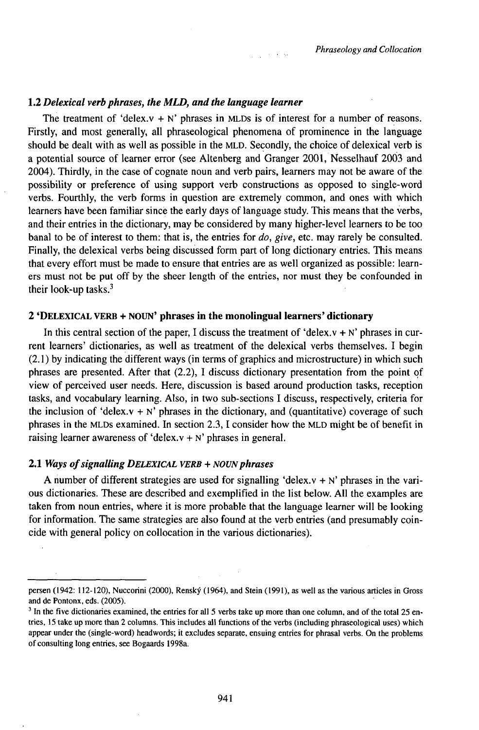### 1.2 *Delexical verb phrases, the MLD, and the language learner*

The treatment of 'delex.v + N' phrases in MLDs is of interest for a number of reasons. Firstly, and most generally, all phraseological phenomena of prominence in the language should be dealt with as well as possible in the MLD. Secondly, the choice of delexical verb is a potential source of learner error (see Altenberg and Granger 2001, Nesselhauf 2003 and 2004). Thirdly, in the case of cognate noun and verb pairs, learners may not be aware of the possibility or preference of using support verb constructions as opposed to single-word verbs. Fourthly, the verb forms in question are extremely common, and ones with which learners have been familiar since the early days of language study. This means that the verbs, and their entries in the dictionary, may be considered by many higher-level learners to be too banal to be of interest to them: that is, the entries for *do*, *give*, etc. may rarely be consulted. Finally, the delexical verbs being discussed form part of long dictionary entries. This means that every effort must be made to ensure that entries are as well organized as possible: learners must not be put off by the sheer length of the entries, nor must they be confounded in their look-up tasks.[3]

## 2 'DELEXICAL VERB + NOUN' phrases in the monolingual learners' dictionary

In this central section of the paper, I discuss the treatment of 'delex.v + N' phrases in current learners' dictionaries, as well as treatment of the delexical verbs themselves. I begin (2.1) by indicating the different ways (in terms of graphics and microstructure) in which such phrases are presented. After that (2.2), I discuss dictionary presentation from the point of view of perceived user needs. Here, discussion is based around production tasks, reception tasks, and vocabulary learning. Also, in two sub-sections I discuss, respectively, criteria for the inclusion of 'delex.v + N' phrases in the dictionary, and (quantitative) coverage of such phrases in the MLDs examined. In section 2.3, I consider how the MLD might be of benefit in raising learner awareness of 'delex.v + N' phrases in general.

### 2.1 *Ways of signalling DELEXICAL VERB + NOUN phrases*

A number of different strategies are used for signalling 'delex.v + N' phrases in the various dictionaries. These are described and exemplified in the list below. All the examples are taken from noun entries, where it is more probable that the language learner will be looking for information. The same strategies are also found at the verb entries (and presumably coincide with general policy on collocation in the various dictionaries).

---

persen (1942: 112-120), Nuccorini (2000), Renský (1964), and Stein (1991), as well as the various articles in Gross and de Pontonx, eds. (2005).

[3] In the five dictionaries examined, the entries for all 5 verbs take up more than one column, and of the total 25 entries, 15 take up more than 2 columns. This includes all functions of the verbs (including phraseological uses) which appear under the (single-word) headwords; it excludes separate, ensuing entries for phrasal verbs. On the problems of consulting long entries, see Bogaards 1998a.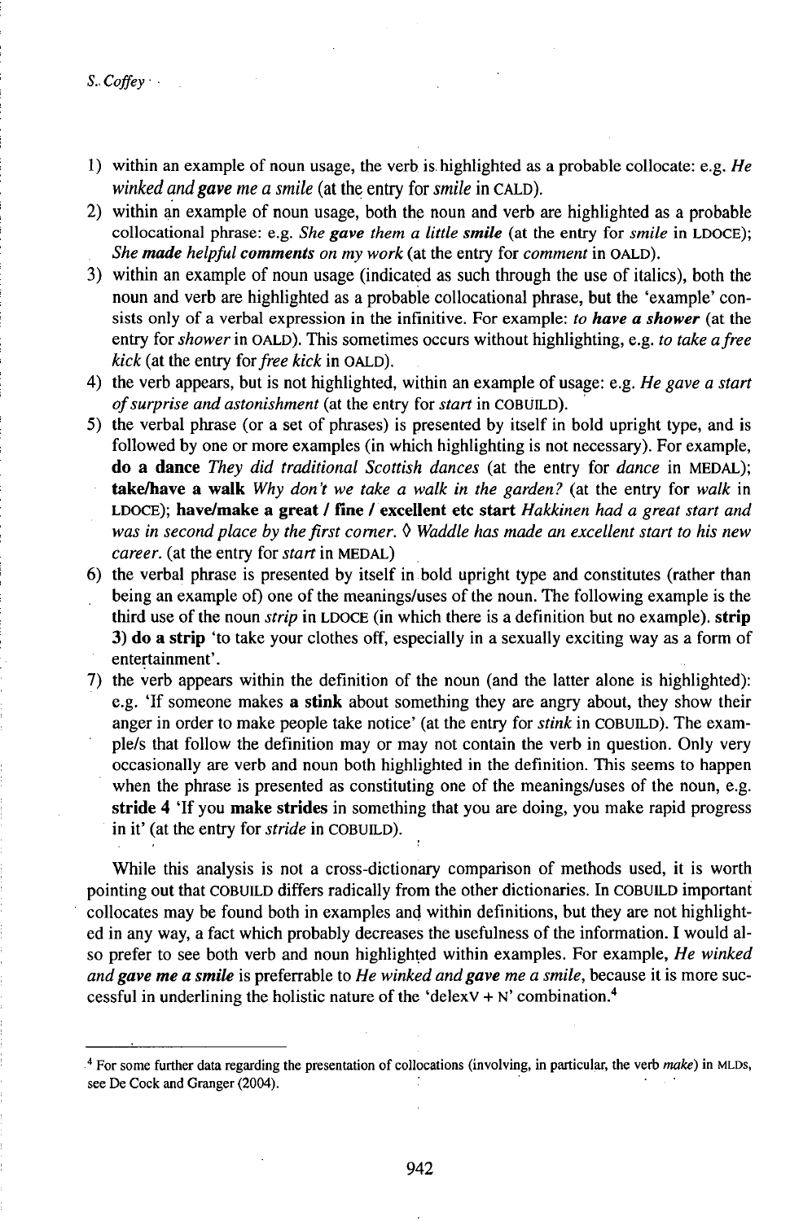1) within an example of noun usage, the verb is highlighted as a probable collocate: e.g. *He winked and **gave** me a smile* (at the entry for *smile* in CALD).
2) within an example of noun usage, both the noun and verb are highlighted as a probable collocational phrase: e.g. *She **gave** them a little **smile*** (at the entry for *smile* in LDOCE); *She **made** helpful **comments** on my work* (at the entry for *comment* in OALD).
3) within an example of noun usage (indicated as such through the use of italics), both the noun and verb are highlighted as a probable collocational phrase, but the 'example' consists only of a verbal expression in the infinitive. For example: *to **have a shower*** (at the entry for *shower* in OALD). This sometimes occurs without highlighting, e.g. *to take a free kick* (at the entry for *free kick* in OALD).
4) the verb appears, but is not highlighted, within an example of usage: e.g. *He gave a start of surprise and astonishment* (at the entry for *start* in COBUILD).
5) the verbal phrase (or a set of phrases) is presented by itself in bold upright type, and is followed by one or more examples (in which highlighting is not necessary). For example, **do a dance** *They did traditional Scottish dances* (at the entry for *dance* in MEDAL); **take/have a walk** *Why don't we take a walk in the garden?* (at the entry for *walk* in LDOCE); **have/make a great / fine / excellent etc start** *Hakkinen had a great start and was in second place by the first corner.* ◊ *Waddle has made an excellent start to his new career.* (at the entry for *start* in MEDAL)
6) the verbal phrase is presented by itself in bold upright type and constitutes (rather than being an example of) one of the meanings/uses of the noun. The following example is the third use of the noun *strip* in LDOCE (in which there is a definition but no example). **strip 3) do a strip** 'to take your clothes off, especially in a sexually exciting way as a form of entertainment'.
7) the verb appears within the definition of the noun (and the latter alone is highlighted): e.g. 'If someone makes **a stink** about something they are angry about, they show their anger in order to make people take notice' (at the entry for *stink* in COBUILD). The example/s that follow the definition may or may not contain the verb in question. Only very occasionally are verb and noun both highlighted in the definition. This seems to happen when the phrase is presented as constituting one of the meanings/uses of the noun, e.g. **stride 4** 'If you **make strides** in something that you are doing, you make rapid progress in it' (at the entry for *stride* in COBUILD).

While this analysis is not a cross-dictionary comparison of methods used, it is worth pointing out that COBUILD differs radically from the other dictionaries. In COBUILD important collocates may be found both in examples and within definitions, but they are not highlighted in any way, a fact which probably decreases the usefulness of the information. I would also prefer to see both verb and noun highlighted within examples. For example, *He winked and **gave me a smile*** is preferrable to *He winked and **gave** me a smile*, because it is more successful in underlining the holistic nature of the 'delexV + N' combination.[4]

---

[4] For some further data regarding the presentation of collocations (involving, in particular, the verb *make*) in MLDs, see De Cock and Granger (2004).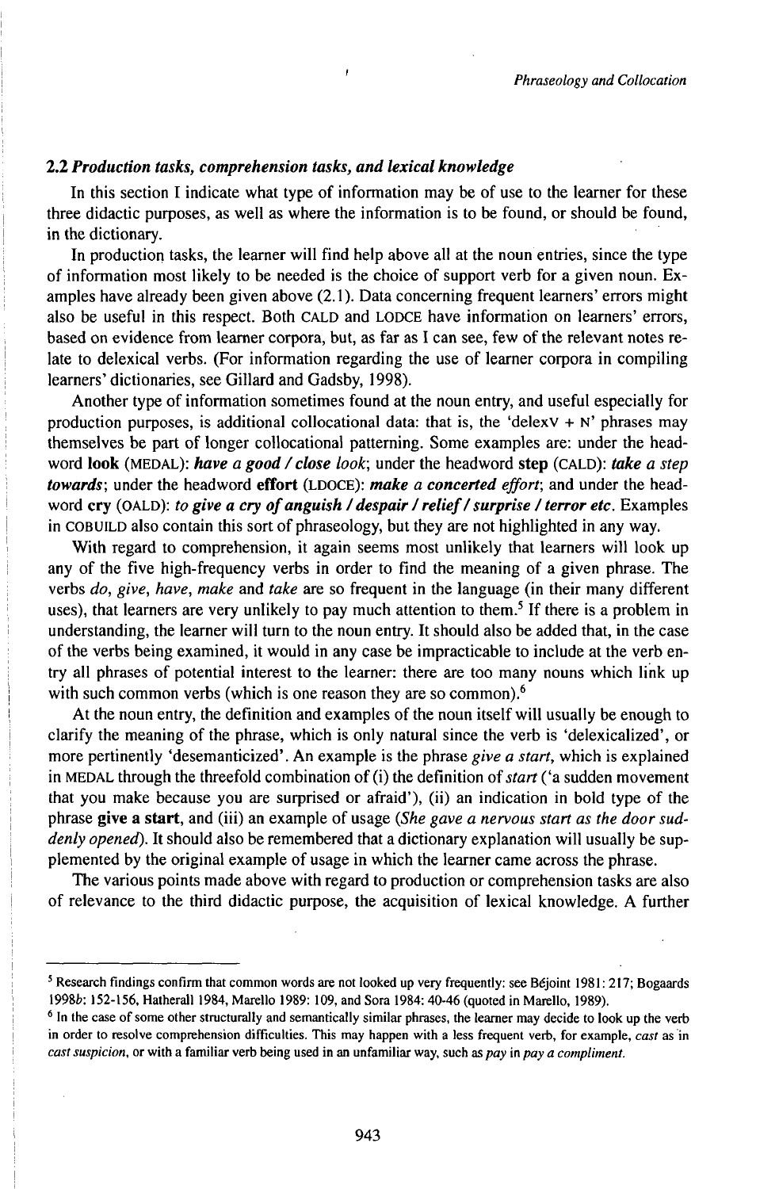### 2.2 *Production tasks, comprehension tasks, and lexical knowledge*

In this section I indicate what type of information may be of use to the learner for these three didactic purposes, as well as where the information is to be found, or should be found, in the dictionary.

In production tasks, the learner will find help above all at the noun entries, since the type of information most likely to be needed is the choice of support verb for a given noun. Examples have already been given above (2.1). Data concerning frequent learners' errors might also be useful in this respect. Both CALD and LODCE have information on learners' errors, based on evidence from learner corpora, but, as far as I can see, few of the relevant notes relate to delexical verbs. (For information regarding the use of learner corpora in compiling learners' dictionaries, see Gillard and Gadsby, 1998).

Another type of information sometimes found at the noun entry, and useful especially for production purposes, is additional collocational data: that is, the 'delexV + N' phrases may themselves be part of longer collocational patterning. Some examples are: under the headword **look** (MEDAL): ***have a good / close look***; under the headword **step** (CALD): ***take a step towards***; under the headword **effort** (LDOCE): ***make a concerted effort***; and under the headword **cry** (OALD): ***to give a cry of anguish / despair / relief / surprise / terror etc.*** Examples in COBUILD also contain this sort of phraseology, but they are not highlighted in any way.

With regard to comprehension, it again seems most unlikely that learners will look up any of the five high-frequency verbs in order to find the meaning of a given phrase. The verbs *do*, *give*, *have*, *make* and *take* are so frequent in the language (in their many different uses), that learners are very unlikely to pay much attention to them.[5] If there is a problem in understanding, the learner will turn to the noun entry. It should also be added that, in the case of the verbs being examined, it would in any case be impracticable to include at the verb entry all phrases of potential interest to the learner: there are too many nouns which link up with such common verbs (which is one reason they are so common).[6]

At the noun entry, the definition and examples of the noun itself will usually be enough to clarify the meaning of the phrase, which is only natural since the verb is 'delexicalized', or more pertinently 'desemanticized'. An example is the phrase *give a start*, which is explained in MEDAL through the threefold combination of (i) the definition of *start* ('a sudden movement that you make because you are surprised or afraid'), (ii) an indication in bold type of the phrase **give a start**, and (iii) an example of usage (*She gave a nervous start as the door suddenly opened*). It should also be remembered that a dictionary explanation will usually be supplemented by the original example of usage in which the learner came across the phrase.

The various points made above with regard to production or comprehension tasks are also of relevance to the third didactic purpose, the acquisition of lexical knowledge. A further

---

[5] Research findings confirm that common words are not looked up very frequently: see Béjoint 1981: 217; Bogaards 1998*b*: 152-156, Hatherall 1984, Marello 1989: 109, and Sora 1984: 40-46 (quoted in Marello, 1989).

[6] In the case of some other structurally and semantically similar phrases, the learner may decide to look up the verb in order to resolve comprehension difficulties. This may happen with a less frequent verb, for example, *cast* as in *cast suspicion*, or with a familiar verb being used in an unfamiliar way, such as *pay* in *pay a compliment*.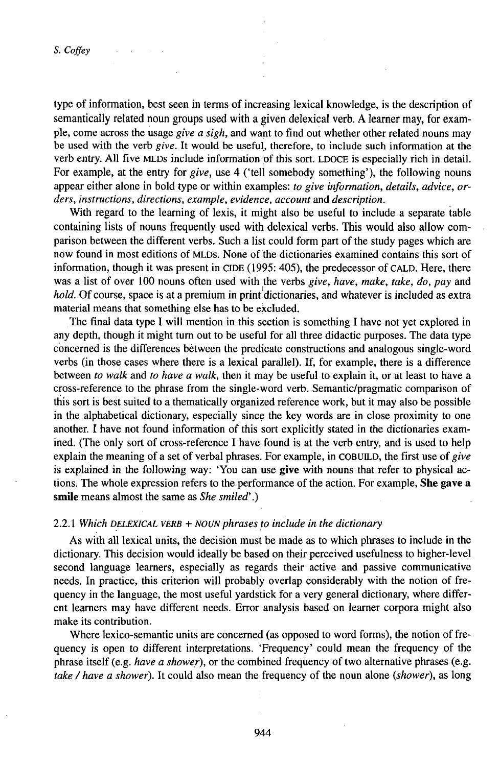type of information, best seen in terms of increasing lexical knowledge, is the description of semantically related noun groups used with a given delexical verb. A learner may, for example, come across the usage *give a sigh*, and want to find out whether other related nouns may be used with the verb *give*. It would be useful, therefore, to include such information at the verb entry. All five MLDs include information of this sort. LDOCE is especially rich in detail. For example, at the entry for *give*, use 4 ('tell somebody something'), the following nouns appear either alone in bold type or within examples: *to give **information**, **details**, **advice**, **orders**, **instructions**, **directions**, **example**, **evidence**, **account** and **description***.

With regard to the learning of lexis, it might also be useful to include a separate table containing lists of nouns frequently used with delexical verbs. This would also allow comparison between the different verbs. Such a list could form part of the study pages which are now found in most editions of MLDs. None of the dictionaries examined contains this sort of information, though it was present in CIDE (1995: 405), the predecessor of CALD. Here, there was a list of over 100 nouns often used with the verbs *give, have, make, take, do, pay* and *hold*. Of course, space is at a premium in print dictionaries, and whatever is included as extra material means that something else has to be excluded.

The final data type I will mention in this section is something I have not yet explored in any depth, though it might turn out to be useful for all three didactic purposes. The data type concerned is the differences between the predicate constructions and analogous single-word verbs (in those cases where there is a lexical parallel). If, for example, there is a difference between *to walk* and *to have a walk*, then it may be useful to explain it, or at least to have a cross-reference to the phrase from the single-word verb. Semantic/pragmatic comparison of this sort is best suited to a thematically organized reference work, but it may also be possible in the alphabetical dictionary, especially since the key words are in close proximity to one another. I have not found information of this sort explicitly stated in the dictionaries examined. (The only sort of cross-reference I have found is at the verb entry, and is used to help explain the meaning of a set of verbal phrases. For example, in COBUILD, the first use of *give* is explained in the following way: 'You can use **give** with nouns that refer to physical actions. The whole expression refers to the performance of the action. For example, **She gave a smile** means almost the same as *She smiled*'.)

### 2.2.1 *Which DELEXICAL VERB + NOUN phrases to include in the dictionary*

As with all lexical units, the decision must be made as to which phrases to include in the dictionary. This decision would ideally be based on their perceived usefulness to higher-level second language learners, especially as regards their active and passive communicative needs. In practice, this criterion will probably overlap considerably with the notion of frequency in the language, the most useful yardstick for a very general dictionary, where different learners may have different needs. Error analysis based on learner corpora might also make its contribution.

Where lexico-semantic units are concerned (as opposed to word forms), the notion of frequency is open to different interpretations. 'Frequency' could mean the frequency of the phrase itself (e.g. *have a shower*), or the combined frequency of two alternative phrases (e.g. *take / have a shower*). It could also mean the frequency of the noun alone (*shower*), as long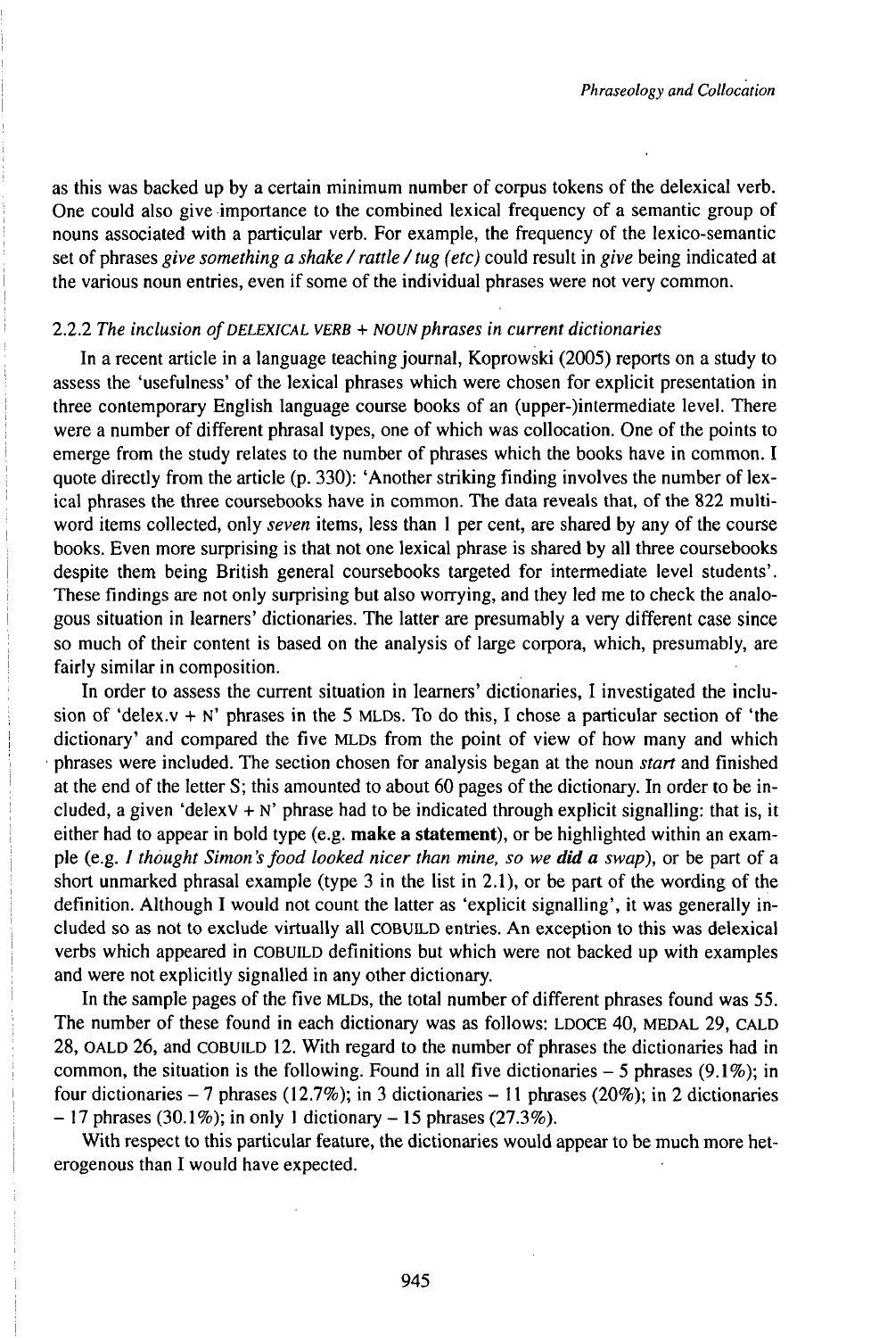as this was backed up by a certain minimum number of corpus tokens of the delexical verb. One could also give importance to the combined lexical frequency of a semantic group of nouns associated with a particular verb. For example, the frequency of the lexico-semantic set of phrases *give something a shake / rattle / tug (etc)* could result in *give* being indicated at the various noun entries, even if some of the individual phrases were not very common.

### 2.2.2 *The inclusion of* DELEXICAL VERB + NOUN *phrases in current dictionaries*

In a recent article in a language teaching journal, Koprowski (2005) reports on a study to assess the 'usefulness' of the lexical phrases which were chosen for explicit presentation in three contemporary English language course books of an (upper-)intermediate level. There were a number of different phrasal types, one of which was collocation. One of the points to emerge from the study relates to the number of phrases which the books have in common. I quote directly from the article (p. 330): 'Another striking finding involves the number of lexical phrases the three coursebooks have in common. The data reveals that, of the 822 multi-word items collected, only *seven* items, less than 1 per cent, are shared by any of the course books. Even more surprising is that not one lexical phrase is shared by all three coursebooks despite them being British general coursebooks targeted for intermediate level students'. These findings are not only surprising but also worrying, and they led me to check the analogous situation in learners' dictionaries. The latter are presumably a very different case since so much of their content is based on the analysis of large corpora, which, presumably, are fairly similar in composition.

In order to assess the current situation in learners' dictionaries, I investigated the inclusion of 'delex.v + N' phrases in the 5 MLDs. To do this, I chose a particular section of 'the dictionary' and compared the five MLDs from the point of view of how many and which phrases were included. The section chosen for analysis began at the noun *start* and finished at the end of the letter S; this amounted to about 60 pages of the dictionary. In order to be included, a given 'delexV + N' phrase had to be indicated through explicit signalling: that is, it either had to appear in bold type (e.g. **make a statement**), or be highlighted within an example (e.g. *I thought Simon's food looked nicer than mine, so we* ***did a*** *swap*), or be part of a short unmarked phrasal example (type 3 in the list in 2.1), or be part of the wording of the definition. Although I would not count the latter as 'explicit signalling', it was generally included so as not to exclude virtually all COBUILD entries. An exception to this was delexical verbs which appeared in COBUILD definitions but which were not backed up with examples and were not explicitly signalled in any other dictionary.

In the sample pages of the five MLDs, the total number of different phrases found was 55. The number of these found in each dictionary was as follows: LDOCE 40, MEDAL 29, CALD 28, OALD 26, and COBUILD 12. With regard to the number of phrases the dictionaries had in common, the situation is the following. Found in all five dictionaries – 5 phrases (9.1%); in four dictionaries – 7 phrases (12.7%); in 3 dictionaries – 11 phrases (20%); in 2 dictionaries – 17 phrases (30.1%); in only 1 dictionary – 15 phrases (27.3%).

With respect to this particular feature, the dictionaries would appear to be much more heterogenous than I would have expected.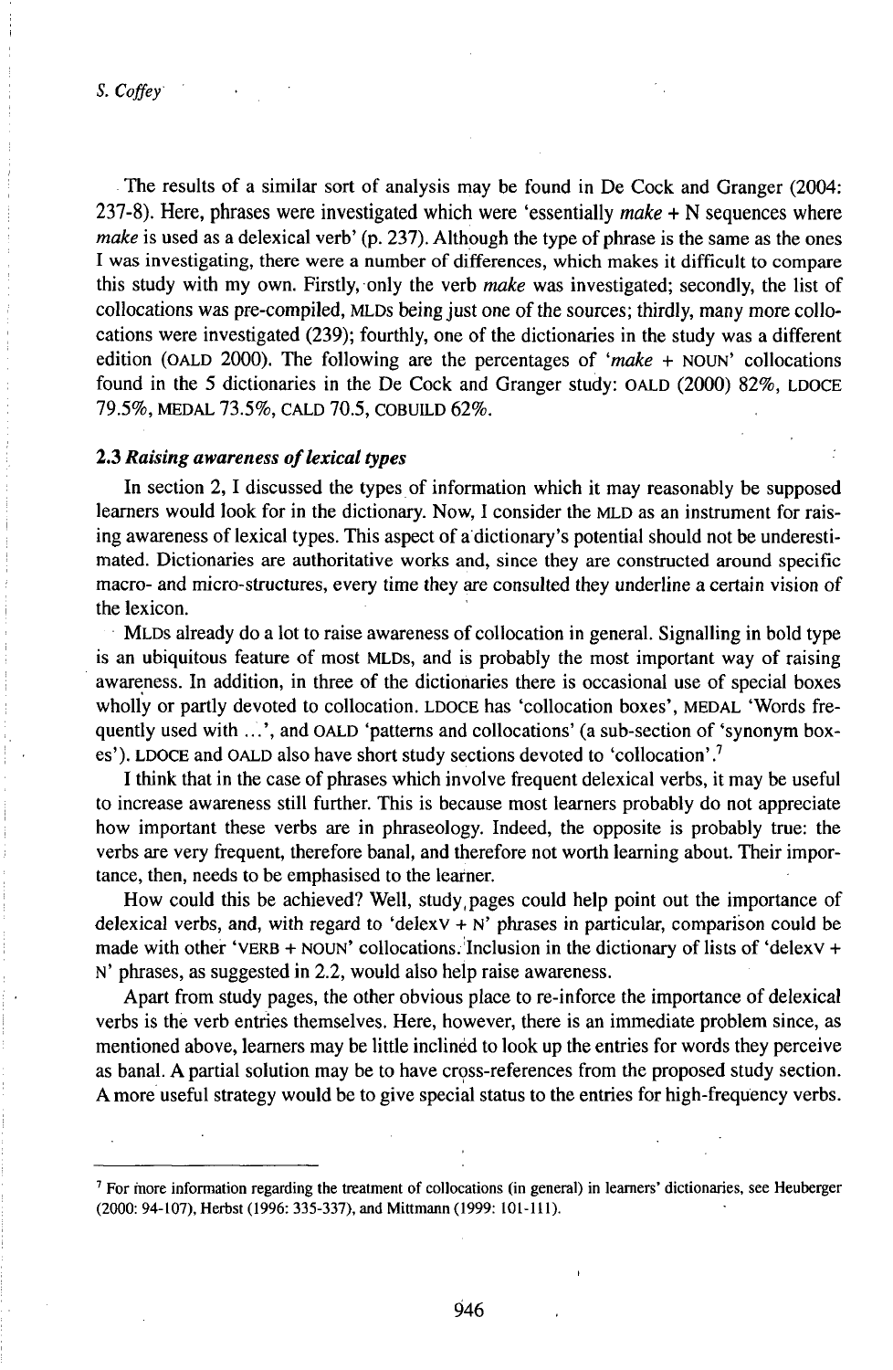The results of a similar sort of analysis may be found in De Cock and Granger (2004: 237-8). Here, phrases were investigated which were 'essentially *make* + N sequences where *make* is used as a delexical verb' (p. 237). Although the type of phrase is the same as the ones I was investigating, there were a number of differences, which makes it difficult to compare this study with my own. Firstly, only the verb *make* was investigated; secondly, the list of collocations was pre-compiled, MLDs being just one of the sources; thirdly, many more collocations were investigated (239); fourthly, one of the dictionaries in the study was a different edition (OALD 2000). The following are the percentages of '*make* + NOUN' collocations found in the 5 dictionaries in the De Cock and Granger study: OALD (2000) 82%, LDOCE 79.5%, MEDAL 73.5%, CALD 70.5, COBUILD 62%.

### 2.3 *Raising awareness of lexical types*

In section 2, I discussed the types of information which it may reasonably be supposed learners would look for in the dictionary. Now, I consider the MLD as an instrument for raising awareness of lexical types. This aspect of a dictionary's potential should not be underestimated. Dictionaries are authoritative works and, since they are constructed around specific macro- and micro-structures, every time they are consulted they underline a certain vision of the lexicon.

MLDs already do a lot to raise awareness of collocation in general. Signalling in bold type is an ubiquitous feature of most MLDs, and is probably the most important way of raising awareness. In addition, in three of the dictionaries there is occasional use of special boxes wholly or partly devoted to collocation. LDOCE has 'collocation boxes', MEDAL 'Words frequently used with ...', and OALD 'patterns and collocations' (a sub-section of 'synonym boxes'). LDOCE and OALD also have short study sections devoted to 'collocation'.[7]

I think that in the case of phrases which involve frequent delexical verbs, it may be useful to increase awareness still further. This is because most learners probably do not appreciate how important these verbs are in phraseology. Indeed, the opposite is probably true: the verbs are very frequent, therefore banal, and therefore not worth learning about. Their importance, then, needs to be emphasised to the learner.

How could this be achieved? Well, study pages could help point out the importance of delexical verbs, and, with regard to 'delexV + N' phrases in particular, comparison could be made with other 'VERB + NOUN' collocations. Inclusion in the dictionary of lists of 'delexV + N' phrases, as suggested in 2.2, would also help raise awareness.

Apart from study pages, the other obvious place to re-inforce the importance of delexical verbs is the verb entries themselves. Here, however, there is an immediate problem since, as mentioned above, learners may be little inclined to look up the entries for words they perceive as banal. A partial solution may be to have cross-references from the proposed study section. A more useful strategy would be to give special status to the entries for high-frequency verbs.

---

[7] For more information regarding the treatment of collocations (in general) in learners' dictionaries, see Heuberger (2000: 94-107), Herbst (1996: 335-337), and Mittmann (1999: 101-111).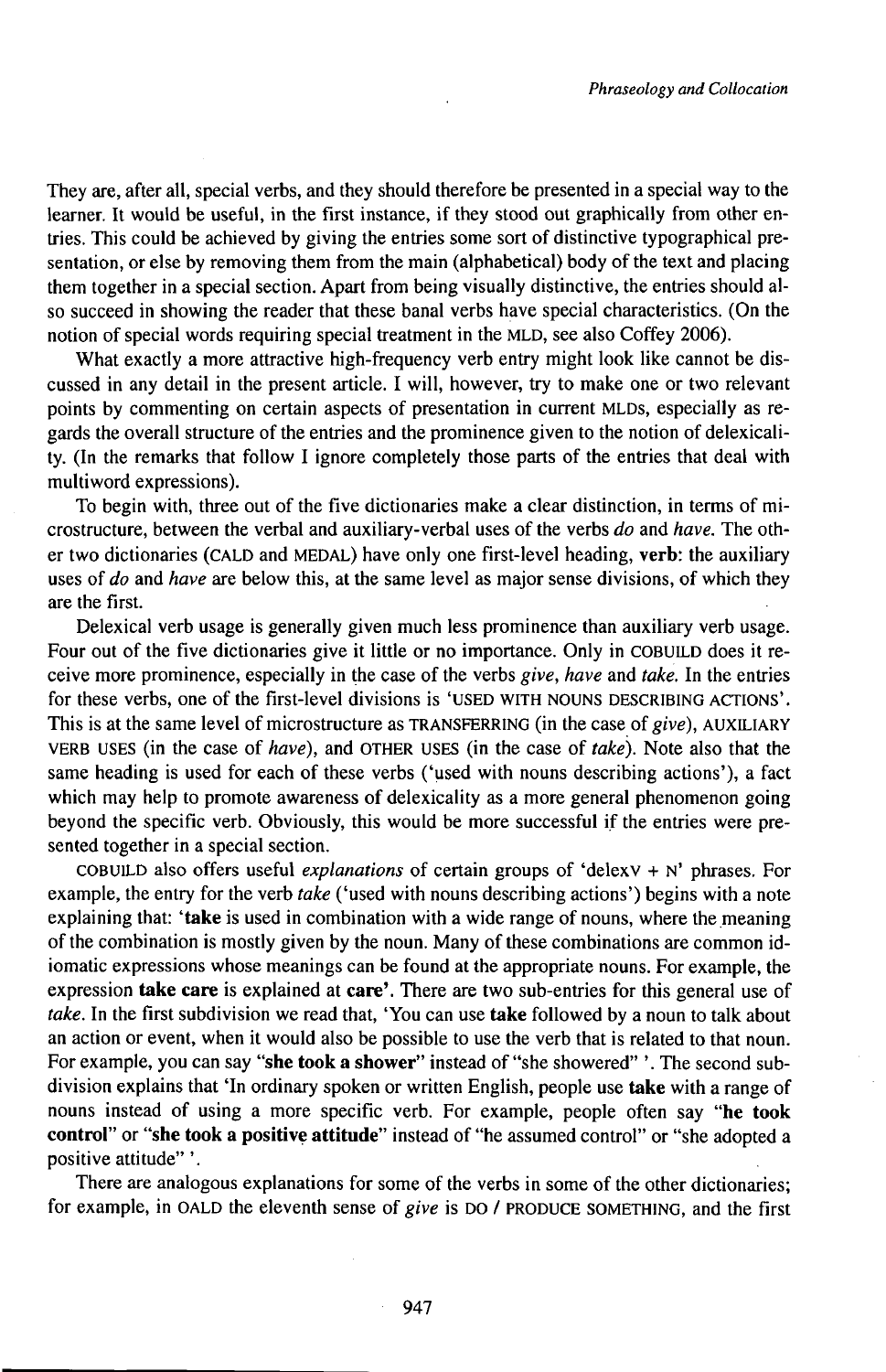They are, after all, special verbs, and they should therefore be presented in a special way to the learner. It would be useful, in the first instance, if they stood out graphically from other entries. This could be achieved by giving the entries some sort of distinctive typographical presentation, or else by removing them from the main (alphabetical) body of the text and placing them together in a special section. Apart from being visually distinctive, the entries should also succeed in showing the reader that these banal verbs have special characteristics. (On the notion of special words requiring special treatment in the MLD, see also Coffey 2006).

What exactly a more attractive high-frequency verb entry might look like cannot be discussed in any detail in the present article. I will, however, try to make one or two relevant points by commenting on certain aspects of presentation in current MLDs, especially as regards the overall structure of the entries and the prominence given to the notion of delexicality. (In the remarks that follow I ignore completely those parts of the entries that deal with multiword expressions).

To begin with, three out of the five dictionaries make a clear distinction, in terms of microstructure, between the verbal and auxiliary-verbal uses of the verbs *do* and *have*. The other two dictionaries (CALD and MEDAL) have only one first-level heading, **verb**: the auxiliary uses of *do* and *have* are below this, at the same level as major sense divisions, of which they are the first.

Delexical verb usage is generally given much less prominence than auxiliary verb usage. Four out of the five dictionaries give it little or no importance. Only in COBUILD does it receive more prominence, especially in the case of the verbs *give*, *have* and *take*. In the entries for these verbs, one of the first-level divisions is 'USED WITH NOUNS DESCRIBING ACTIONS'. This is at the same level of microstructure as TRANSFERRING (in the case of *give*), AUXILIARY VERB USES (in the case of *have*), and OTHER USES (in the case of *take*). Note also that the same heading is used for each of these verbs ('used with nouns describing actions'), a fact which may help to promote awareness of delexicality as a more general phenomenon going beyond the specific verb. Obviously, this would be more successful if the entries were presented together in a special section.

COBUILD also offers useful *explanations* of certain groups of 'delexV + N' phrases. For example, the entry for the verb *take* ('used with nouns describing actions') begins with a note explaining that: '**take** is used in combination with a wide range of nouns, where the meaning of the combination is mostly given by the noun. Many of these combinations are common idiomatic expressions whose meanings can be found at the appropriate nouns. For example, the expression **take care** is explained at **care**'. There are two sub-entries for this general use of *take*. In the first subdivision we read that, 'You can use **take** followed by a noun to talk about an action or event, when it would also be possible to use the verb that is related to that noun. For example, you can say "**she took a shower**" instead of "she showered" '. The second subdivision explains that 'In ordinary spoken or written English, people use **take** with a range of nouns instead of using a more specific verb. For example, people often say "**he took control**" or "**she took a positive attitude**" instead of "he assumed control" or "she adopted a positive attitude" '.

There are analogous explanations for some of the verbs in some of the other dictionaries; for example, in OALD the eleventh sense of *give* is DO / PRODUCE SOMETHING, and the first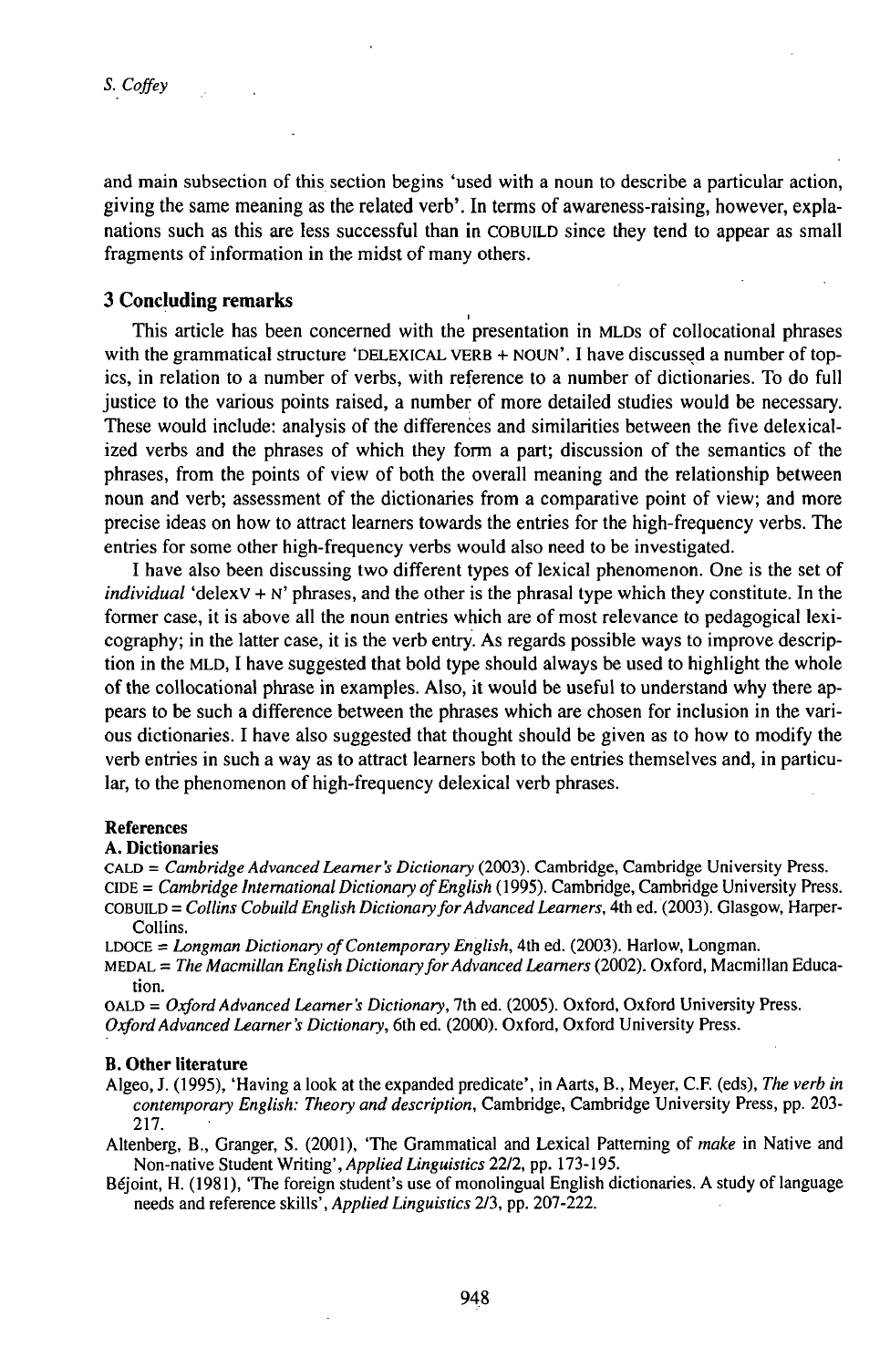and main subsection of this section begins 'used with a noun to describe a particular action, giving the same meaning as the related verb'. In terms of awareness-raising, however, explanations such as this are less successful than in COBUILD since they tend to appear as small fragments of information in the midst of many others.

## 3 Concluding remarks

This article has been concerned with the presentation in MLDs of collocational phrases with the grammatical structure 'DELEXICAL VERB + NOUN'. I have discussed a number of topics, in relation to a number of verbs, with reference to a number of dictionaries. To do full justice to the various points raised, a number of more detailed studies would be necessary. These would include: analysis of the differences and similarities between the five delexicalized verbs and the phrases of which they form a part; discussion of the semantics of the phrases, from the points of view of both the overall meaning and the relationship between noun and verb; assessment of the dictionaries from a comparative point of view; and more precise ideas on how to attract learners towards the entries for the high-frequency verbs. The entries for some other high-frequency verbs would also need to be investigated.

I have also been discussing two different types of lexical phenomenon. One is the set of *individual* 'delexV + N' phrases, and the other is the phrasal type which they constitute. In the former case, it is above all the noun entries which are of most relevance to pedagogical lexicography; in the latter case, it is the verb entry. As regards possible ways to improve description in the MLD, I have suggested that bold type should always be used to highlight the whole of the collocational phrase in examples. Also, it would be useful to understand why there appears to be such a difference between the phrases which are chosen for inclusion in the various dictionaries. I have also suggested that thought should be given as to how to modify the verb entries in such a way as to attract learners both to the entries themselves and, in particular, to the phenomenon of high-frequency delexical verb phrases.

### References

#### A. Dictionaries

CALD = *Cambridge Advanced Learner's Dictionary* (2003). Cambridge, Cambridge University Press.

CIDE = *Cambridge International Dictionary of English* (1995). Cambridge, Cambridge University Press.

COBUILD = *Collins Cobuild English Dictionary for Advanced Learners*, 4th ed. (2003). Glasgow, HarperCollins.

LDOCE = *Longman Dictionary of Contemporary English*, 4th ed. (2003). Harlow, Longman.

MEDAL = *The Macmillan English Dictionary for Advanced Learners* (2002). Oxford, Macmillan Education.

OALD = *Oxford Advanced Learner's Dictionary*, 7th ed. (2005). Oxford, Oxford University Press.

*Oxford Advanced Learner's Dictionary*, 6th ed. (2000). Oxford, Oxford University Press.

#### B. Other literature

Algeo, J. (1995), 'Having a look at the expanded predicate', in Aarts, B., Meyer, C.F. (eds), *The verb in contemporary English: Theory and description*, Cambridge, Cambridge University Press, pp. 203-217.

Altenberg, B., Granger, S. (2001), 'The Grammatical and Lexical Patterning of *make* in Native and Non-native Student Writing', *Applied Linguistics* 22/2, pp. 173-195.

Béjoint, H. (1981), 'The foreign student's use of monolingual English dictionaries. A study of language needs and reference skills', *Applied Linguistics* 2/3, pp. 207-222.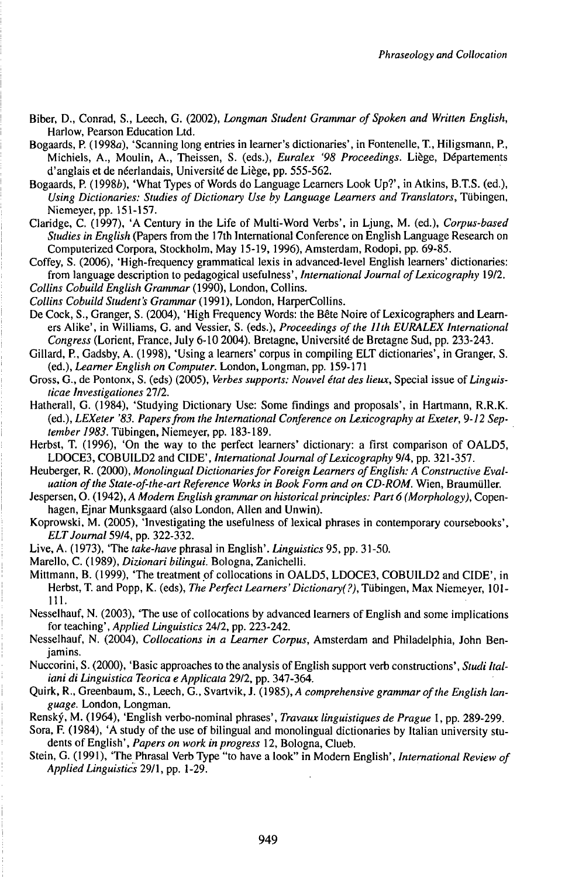Biber, D., Conrad, S., Leech, G. (2002), *Longman Student Grammar of Spoken and Written English*, Harlow, Pearson Education Ltd.

Bogaards, P. (1998*a*), 'Scanning long entries in learner's dictionaries', in Fontenelle, T., Hiligsmann, P., Michiels, A., Moulin, A., Theissen, S. (eds.), *Euralex '98 Proceedings*. Liège, Départements d'anglais et de néerlandais, Université de Liège, pp. 555-562.

Bogaards, P. (1998*b*), 'What Types of Words do Language Learners Look Up?', in Atkins, B.T.S. (ed.), *Using Dictionaries: Studies of Dictionary Use by Language Learners and Translators*, Tübingen, Niemeyer, pp. 151-157.

Claridge, C. (1997), 'A Century in the Life of Multi-Word Verbs', in Ljung, M. (ed.), *Corpus-based Studies in English* (Papers from the 17th International Conference on English Language Research on Computerized Corpora, Stockholm, May 15-19, 1996), Amsterdam, Rodopi, pp. 69-85.

Coffey, S. (2006), 'High-frequency grammatical lexis in advanced-level English learners' dictionaries: from language description to pedagogical usefulness', *International Journal of Lexicography* 19/2.

*Collins Cobuild English Grammar* (1990), London, Collins.

*Collins Cobuild Student's Grammar* (1991), London, HarperCollins.

De Cock, S., Granger, S. (2004), 'High Frequency Words: the Bête Noire of Lexicographers and Learners Alike', in Williams, G. and Vessier, S. (eds.), *Proceedings of the 11th EURALEX International Congress* (Lorient, France, July 6-10 2004). Bretagne, Université de Bretagne Sud, pp. 233-243.

Gillard, P., Gadsby, A. (1998), 'Using a learners' corpus in compiling ELT dictionaries', in Granger, S. (ed.), *Learner English on Computer*. London, Longman, pp. 159-171

Gross, G., de Pontonx, S. (eds) (2005), *Verbes supports: Nouvel état des lieux*, Special issue of *Linguisticae Investigationes* 27/2.

Hatherall, G. (1984), 'Studying Dictionary Use: Some findings and proposals', in Hartmann, R.R.K. (ed.), *LEXeter '83. Papers from the International Conference on Lexicography at Exeter, 9-12 September 1983*. Tübingen, Niemeyer, pp. 183-189.

Herbst, T. (1996), 'On the way to the perfect learners' dictionary: a first comparison of OALD5, LDOCE3, COBUILD2 and CIDE', *International Journal of Lexicography* 9/4, pp. 321-357.

Heuberger, R. (2000), *Monolingual Dictionaries for Foreign Learners of English: A Constructive Evaluation of the State-of-the-art Reference Works in Book Form and on CD-ROM*. Wien, Braumüller.

Jespersen, O. (1942), *A Modern English grammar on historical principles: Part 6 (Morphology)*, Copenhagen, Ejnar Munksgaard (also London, Allen and Unwin).

Koprowski, M. (2005), 'Investigating the usefulness of lexical phrases in contemporary coursebooks', *ELT Journal* 59/4, pp. 322-332.

Live, A. (1973), 'The *take-have* phrasal in English'. *Linguistics* 95, pp. 31-50.

Marello, C. (1989), *Dizionari bilingui*. Bologna, Zanichelli.

Mittmann, B. (1999), 'The treatment of collocations in OALD5, LDOCE3, COBUILD2 and CIDE', in Herbst, T. and Popp, K. (eds), *The Perfect Learners' Dictionary(?)*, Tübingen, Max Niemeyer, 101-111.

Nesselhauf, N. (2003), 'The use of collocations by advanced learners of English and some implications for teaching', *Applied Linguistics* 24/2, pp. 223-242.

Nesselhauf, N. (2004), *Collocations in a Learner Corpus*, Amsterdam and Philadelphia, John Benjamins.

Nuccorini, S. (2000), 'Basic approaches to the analysis of English support verb constructions', *Studi Italiani di Linguistica Teorica e Applicata* 29/2, pp. 347-364.

Quirk, R., Greenbaum, S., Leech, G., Svartvik, J. (1985), *A comprehensive grammar of the English language*. London, Longman.

Renský, M. (1964), 'English verbo-nominal phrases', *Travaux linguistiques de Prague* 1, pp. 289-299.

Sora, F. (1984), 'A study of the use of bilingual and monolingual dictionaries by Italian university students of English', *Papers on work in progress* 12, Bologna, Clueb.

Stein, G. (1991), 'The Phrasal Verb Type "to have a look" in Modern English', *International Review of Applied Linguistics* 29/1, pp. 1-29.